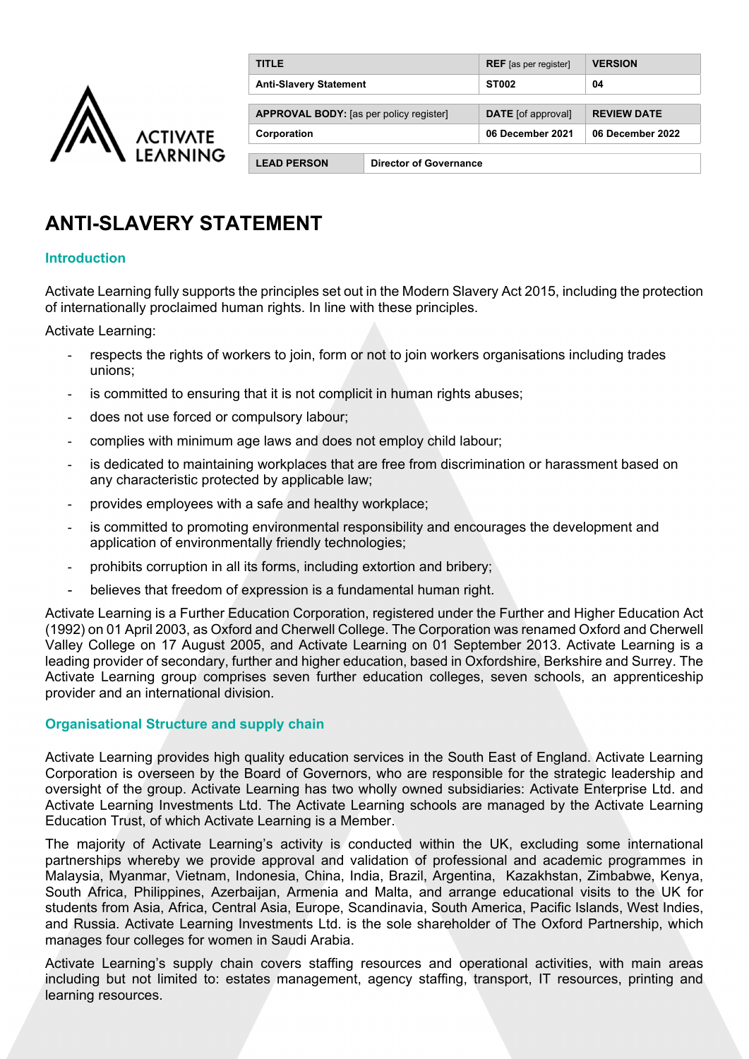| TITLE | | REF [as per register] | VERSION |
| --- | --- | --- | --- |
| Anti-Slavery Statement | | ST002 | 04 |
| APPROVAL BODY: [as per policy register] | | DATE [of approval] | REVIEW DATE |
| Corporation | | 06 December 2021 | 06 December 2022 |
| LEAD PERSON | Director of Governance | | |

# ANTI-SLAVERY STATEMENT

## Introduction

Activate Learning fully supports the principles set out in the Modern Slavery Act 2015, including the protection of internationally proclaimed human rights. In line with these principles.

Activate Learning:

- respects the rights of workers to join, form or not to join workers organisations including trades unions;
- is committed to ensuring that it is not complicit in human rights abuses;
- does not use forced or compulsory labour;
- complies with minimum age laws and does not employ child labour;
- is dedicated to maintaining workplaces that are free from discrimination or harassment based on any characteristic protected by applicable law;
- provides employees with a safe and healthy workplace;
- is committed to promoting environmental responsibility and encourages the development and application of environmentally friendly technologies;
- prohibits corruption in all its forms, including extortion and bribery;
- believes that freedom of expression is a fundamental human right.

Activate Learning is a Further Education Corporation, registered under the Further and Higher Education Act (1992) on 01 April 2003, as Oxford and Cherwell College. The Corporation was renamed Oxford and Cherwell Valley College on 17 August 2005, and Activate Learning on 01 September 2013. Activate Learning is a leading provider of secondary, further and higher education, based in Oxfordshire, Berkshire and Surrey. The Activate Learning group comprises seven further education colleges, seven schools, an apprenticeship provider and an international division.

## Organisational Structure and supply chain

Activate Learning provides high quality education services in the South East of England. Activate Learning Corporation is overseen by the Board of Governors, who are responsible for the strategic leadership and oversight of the group. Activate Learning has two wholly owned subsidiaries: Activate Enterprise Ltd. and Activate Learning Investments Ltd. The Activate Learning schools are managed by the Activate Learning Education Trust, of which Activate Learning is a Member.

The majority of Activate Learning's activity is conducted within the UK, excluding some international partnerships whereby we provide approval and validation of professional and academic programmes in Malaysia, Myanmar, Vietnam, Indonesia, China, India, Brazil, Argentina, Kazakhstan, Zimbabwe, Kenya, South Africa, Philippines, Azerbaijan, Armenia and Malta, and arrange educational visits to the UK for students from Asia, Africa, Central Asia, Europe, Scandinavia, South America, Pacific Islands, West Indies, and Russia. Activate Learning Investments Ltd. is the sole shareholder of The Oxford Partnership, which manages four colleges for women in Saudi Arabia.

Activate Learning's supply chain covers staffing resources and operational activities, with main areas including but not limited to: estates management, agency staffing, transport, IT resources, printing and learning resources.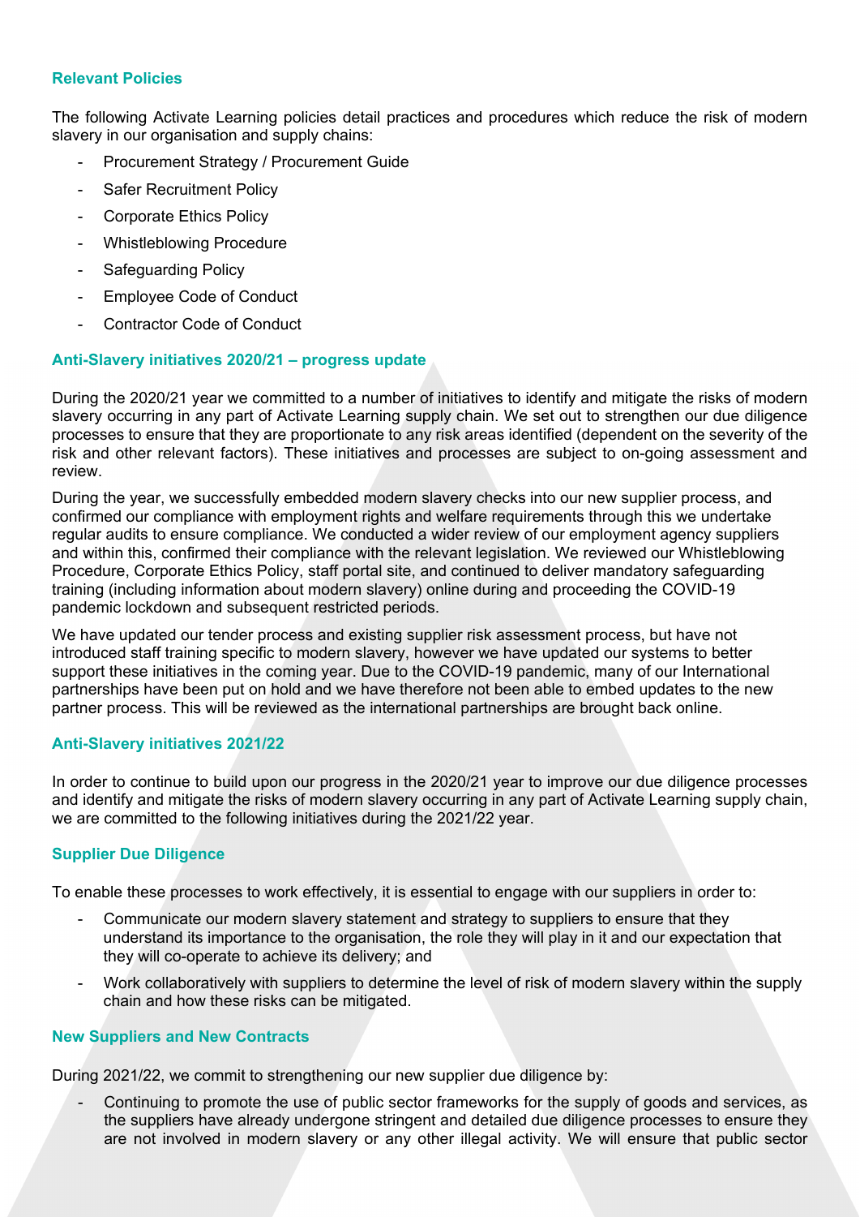### Relevant Policies

The following Activate Learning policies detail practices and procedures which reduce the risk of modern slavery in our organisation and supply chains:

- Procurement Strategy / Procurement Guide
- Safer Recruitment Policy
- Corporate Ethics Policy
- Whistleblowing Procedure
- Safeguarding Policy
- Employee Code of Conduct
- Contractor Code of Conduct

### Anti-Slavery initiatives 2020/21 – progress update

During the 2020/21 year we committed to a number of initiatives to identify and mitigate the risks of modern slavery occurring in any part of Activate Learning supply chain. We set out to strengthen our due diligence processes to ensure that they are proportionate to any risk areas identified (dependent on the severity of the risk and other relevant factors). These initiatives and processes are subject to on-going assessment and review.

During the year, we successfully embedded modern slavery checks into our new supplier process, and confirmed our compliance with employment rights and welfare requirements through this we undertake regular audits to ensure compliance. We conducted a wider review of our employment agency suppliers and within this, confirmed their compliance with the relevant legislation. We reviewed our Whistleblowing Procedure, Corporate Ethics Policy, staff portal site, and continued to deliver mandatory safeguarding training (including information about modern slavery) online during and proceeding the COVID-19 pandemic lockdown and subsequent restricted periods.

We have updated our tender process and existing supplier risk assessment process, but have not introduced staff training specific to modern slavery, however we have updated our systems to better support these initiatives in the coming year. Due to the COVID-19 pandemic, many of our International partnerships have been put on hold and we have therefore not been able to embed updates to the new partner process. This will be reviewed as the international partnerships are brought back online.

### Anti-Slavery initiatives 2021/22

In order to continue to build upon our progress in the 2020/21 year to improve our due diligence processes and identify and mitigate the risks of modern slavery occurring in any part of Activate Learning supply chain, we are committed to the following initiatives during the 2021/22 year.

### Supplier Due Diligence

To enable these processes to work effectively, it is essential to engage with our suppliers in order to:

- Communicate our modern slavery statement and strategy to suppliers to ensure that they understand its importance to the organisation, the role they will play in it and our expectation that they will co-operate to achieve its delivery; and
- Work collaboratively with suppliers to determine the level of risk of modern slavery within the supply chain and how these risks can be mitigated.

### New Suppliers and New Contracts

During 2021/22, we commit to strengthening our new supplier due diligence by:

- Continuing to promote the use of public sector frameworks for the supply of goods and services, as the suppliers have already undergone stringent and detailed due diligence processes to ensure they are not involved in modern slavery or any other illegal activity. We will ensure that public sector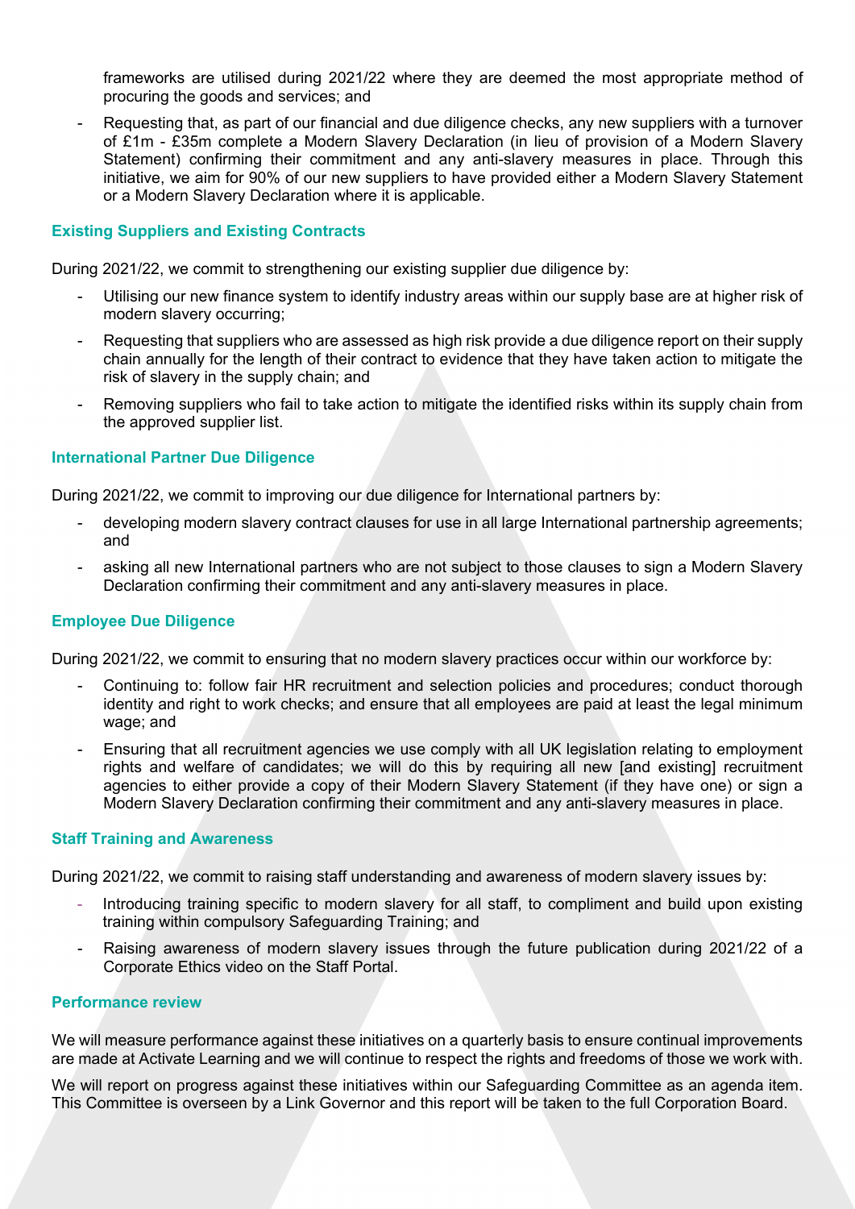frameworks are utilised during 2021/22 where they are deemed the most appropriate method of procuring the goods and services; and

- Requesting that, as part of our financial and due diligence checks, any new suppliers with a turnover of £1m - £35m complete a Modern Slavery Declaration (in lieu of provision of a Modern Slavery Statement) confirming their commitment and any anti-slavery measures in place. Through this initiative, we aim for 90% of our new suppliers to have provided either a Modern Slavery Statement or a Modern Slavery Declaration where it is applicable.

### Existing Suppliers and Existing Contracts

During 2021/22, we commit to strengthening our existing supplier due diligence by:

- Utilising our new finance system to identify industry areas within our supply base are at higher risk of modern slavery occurring;
- Requesting that suppliers who are assessed as high risk provide a due diligence report on their supply chain annually for the length of their contract to evidence that they have taken action to mitigate the risk of slavery in the supply chain; and
- Removing suppliers who fail to take action to mitigate the identified risks within its supply chain from the approved supplier list.

### International Partner Due Diligence

During 2021/22, we commit to improving our due diligence for International partners by:

- developing modern slavery contract clauses for use in all large International partnership agreements; and
- asking all new International partners who are not subject to those clauses to sign a Modern Slavery Declaration confirming their commitment and any anti-slavery measures in place.

### Employee Due Diligence

During 2021/22, we commit to ensuring that no modern slavery practices occur within our workforce by:

- Continuing to: follow fair HR recruitment and selection policies and procedures; conduct thorough identity and right to work checks; and ensure that all employees are paid at least the legal minimum wage; and
- Ensuring that all recruitment agencies we use comply with all UK legislation relating to employment rights and welfare of candidates; we will do this by requiring all new [and existing] recruitment agencies to either provide a copy of their Modern Slavery Statement (if they have one) or sign a Modern Slavery Declaration confirming their commitment and any anti-slavery measures in place.

### Staff Training and Awareness

During 2021/22, we commit to raising staff understanding and awareness of modern slavery issues by:

- Introducing training specific to modern slavery for all staff, to compliment and build upon existing training within compulsory Safeguarding Training; and
- Raising awareness of modern slavery issues through the future publication during 2021/22 of a Corporate Ethics video on the Staff Portal.

### Performance review

We will measure performance against these initiatives on a quarterly basis to ensure continual improvements are made at Activate Learning and we will continue to respect the rights and freedoms of those we work with.

We will report on progress against these initiatives within our Safeguarding Committee as an agenda item. This Committee is overseen by a Link Governor and this report will be taken to the full Corporation Board.